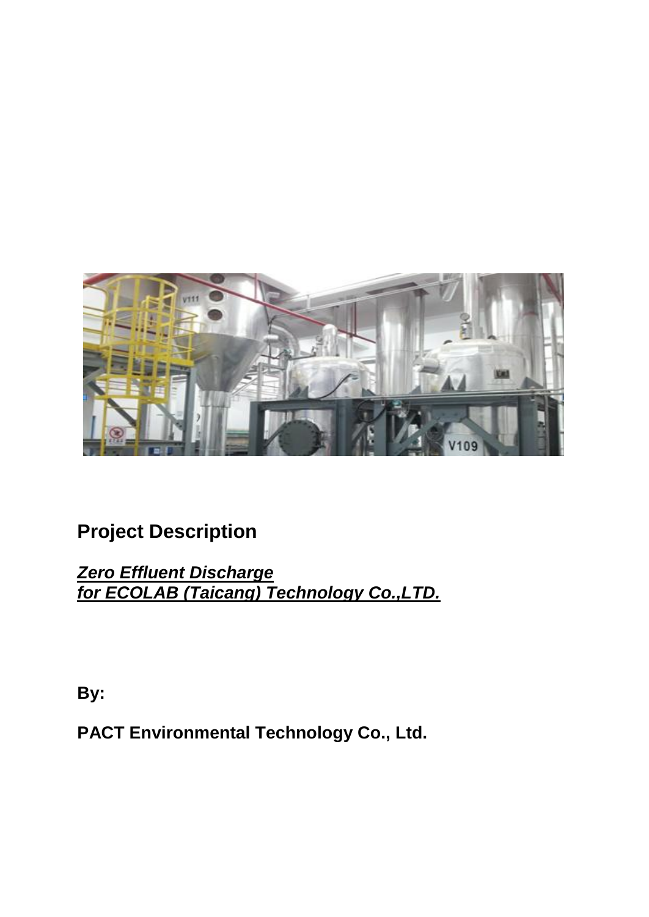## Project Description

***Zero Effluent Discharge***
***for ECOLAB (Taicang) Technology Co.,LTD.***

**By:**

**PACT Environmental Technology Co., Ltd.**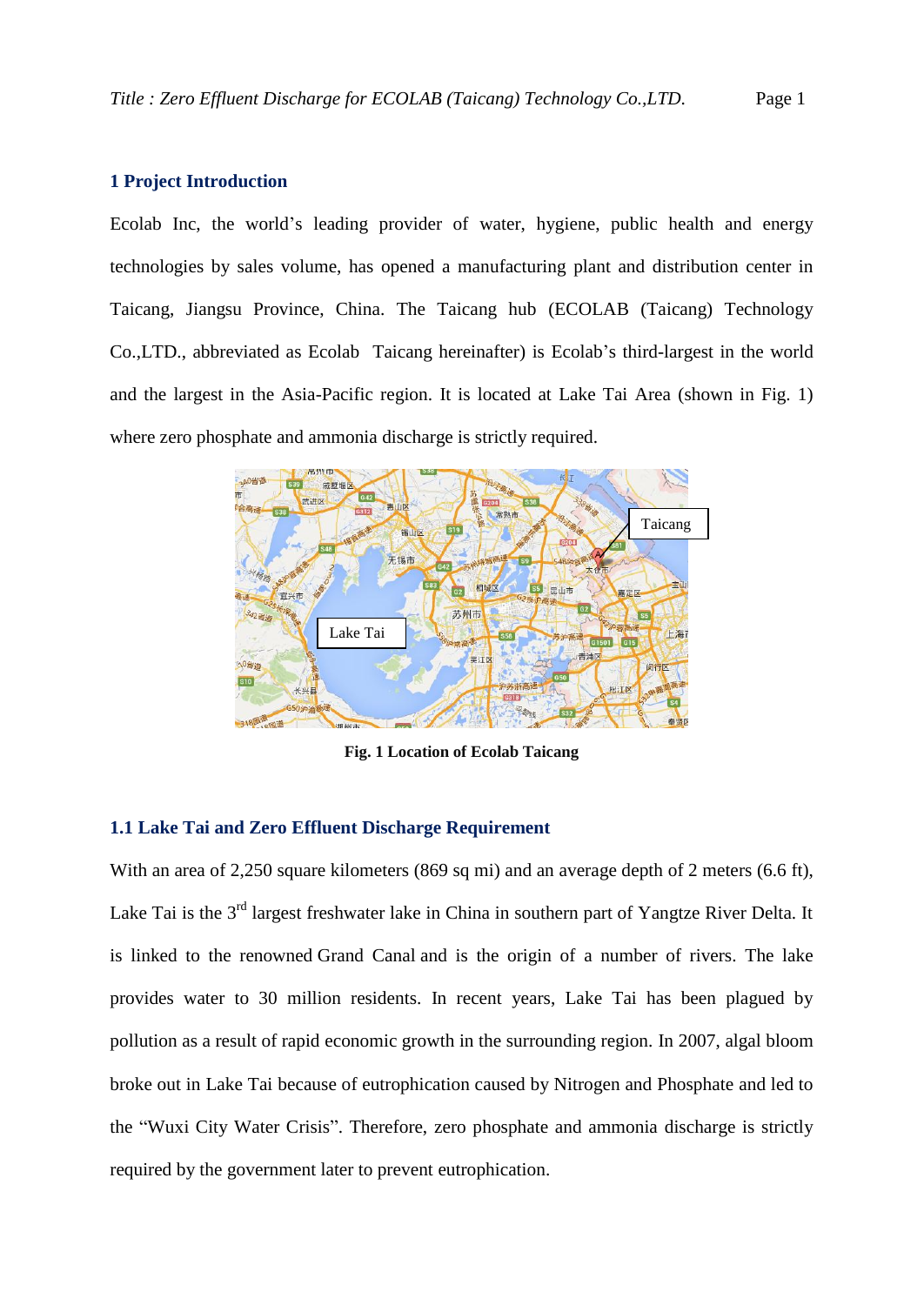## 1 Project Introduction

Ecolab Inc, the world's leading provider of water, hygiene, public health and energy technologies by sales volume, has opened a manufacturing plant and distribution center in Taicang, Jiangsu Province, China. The Taicang hub (ECOLAB (Taicang) Technology Co.,LTD., abbreviated as Ecolab Taicang hereinafter) is Ecolab's third-largest in the world and the largest in the Asia-Pacific region. It is located at Lake Tai Area (shown in Fig. 1) where zero phosphate and ammonia discharge is strictly required.

**Fig. 1 Location of Ecolab Taicang**

### 1.1 Lake Tai and Zero Effluent Discharge Requirement

With an area of 2,250 square kilometers (869 sq mi) and an average depth of 2 meters (6.6 ft), Lake Tai is the 3$^{rd}$ largest freshwater lake in China in southern part of Yangtze River Delta. It is linked to the renowned Grand Canal and is the origin of a number of rivers. The lake provides water to 30 million residents. In recent years, Lake Tai has been plagued by pollution as a result of rapid economic growth in the surrounding region. In 2007, algal bloom broke out in Lake Tai because of eutrophication caused by Nitrogen and Phosphate and led to the "Wuxi City Water Crisis". Therefore, zero phosphate and ammonia discharge is strictly required by the government later to prevent eutrophication.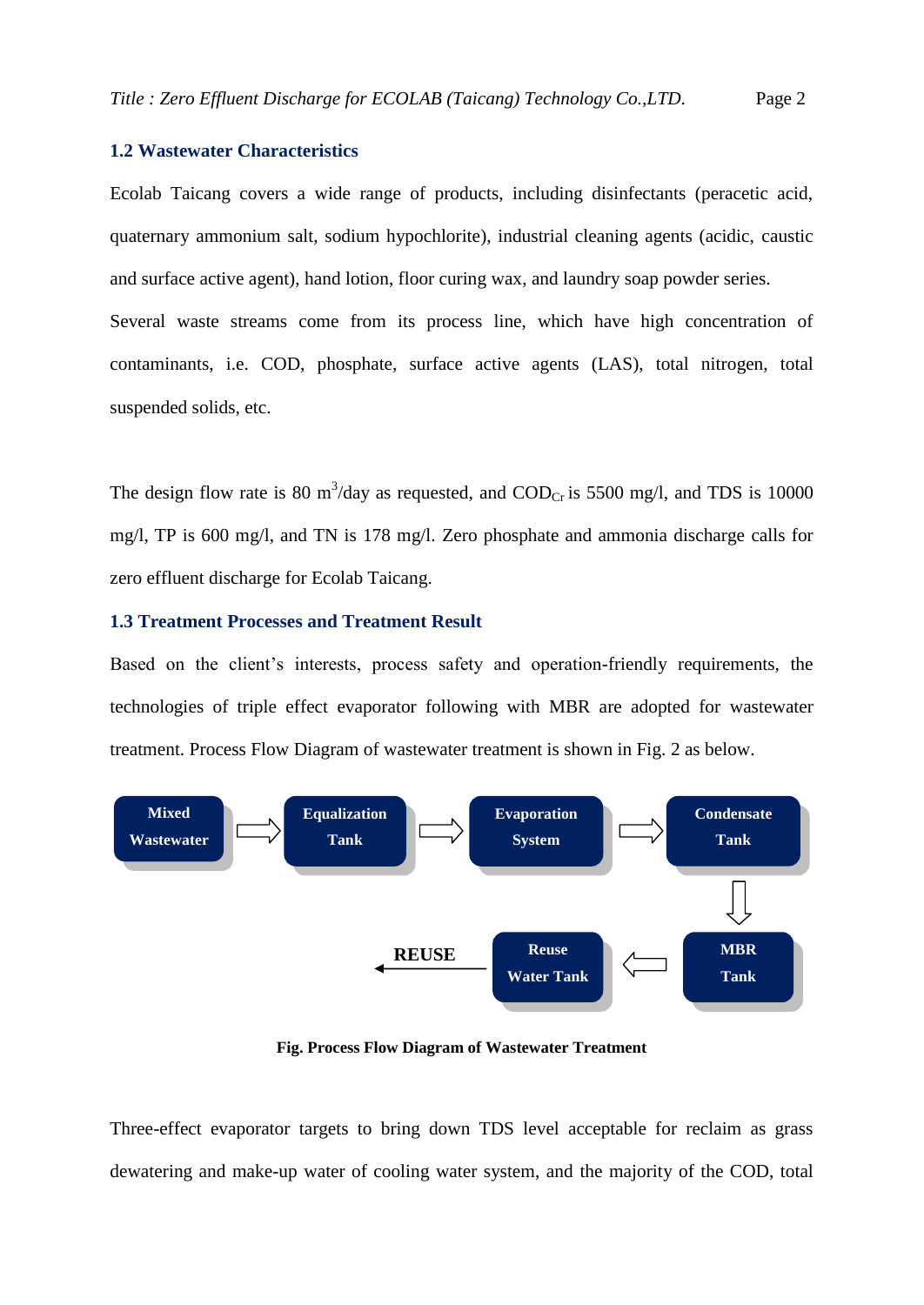## 1.2 Wastewater Characteristics

Ecolab Taicang covers a wide range of products, including disinfectants (peracetic acid, quaternary ammonium salt, sodium hypochlorite), industrial cleaning agents (acidic, caustic and surface active agent), hand lotion, floor curing wax, and laundry soap powder series.

Several waste streams come from its process line, which have high concentration of contaminants, i.e. COD, phosphate, surface active agents (LAS), total nitrogen, total suspended solids, etc.

The design flow rate is 80 $m^3$/day as requested, and $COD_{Cr}$ is 5500 mg/l, and TDS is 10000 mg/l, TP is 600 mg/l, and TN is 178 mg/l. Zero phosphate and ammonia discharge calls for zero effluent discharge for Ecolab Taicang.

## 1.3 Treatment Processes and Treatment Result

Based on the client's interests, process safety and operation-friendly requirements, the technologies of triple effect evaporator following with MBR are adopted for wastewater treatment. Process Flow Diagram of wastewater treatment is shown in Fig. 2 as below.

Mixed Wastewater → Equalization Tank → Evaporation System → Condensate Tank → MBR Tank → Reuse Water Tank → REUSE

**Fig. Process Flow Diagram of Wastewater Treatment**

Three-effect evaporator targets to bring down TDS level acceptable for reclaim as grass dewatering and make-up water of cooling water system, and the majority of the COD, total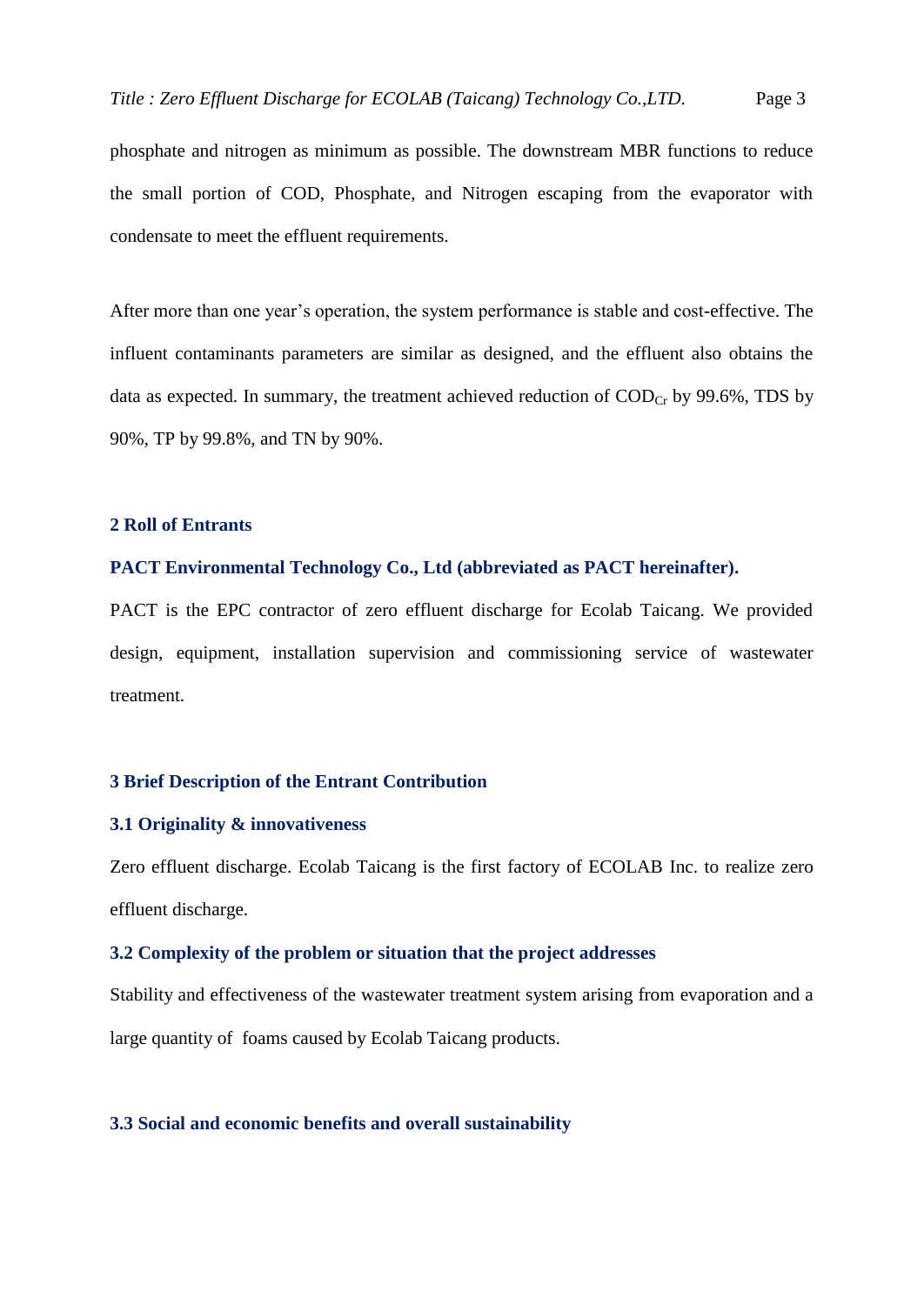phosphate and nitrogen as minimum as possible. The downstream MBR functions to reduce the small portion of COD, Phosphate, and Nitrogen escaping from the evaporator with condensate to meet the effluent requirements.

After more than one year's operation, the system performance is stable and cost-effective. The influent contaminants parameters are similar as designed, and the effluent also obtains the data as expected. In summary, the treatment achieved reduction of $COD_{Cr}$ by 99.6%, TDS by 90%, TP by 99.8%, and TN by 90%.

## 2 Roll of Entrants

**PACT Environmental Technology Co., Ltd (abbreviated as PACT hereinafter).**

PACT is the EPC contractor of zero effluent discharge for Ecolab Taicang. We provided design, equipment, installation supervision and commissioning service of wastewater treatment.

## 3 Brief Description of the Entrant Contribution

### 3.1 Originality & innovativeness

Zero effluent discharge. Ecolab Taicang is the first factory of ECOLAB Inc. to realize zero effluent discharge.

### 3.2 Complexity of the problem or situation that the project addresses

Stability and effectiveness of the wastewater treatment system arising from evaporation and a large quantity of foams caused by Ecolab Taicang products.

### 3.3 Social and economic benefits and overall sustainability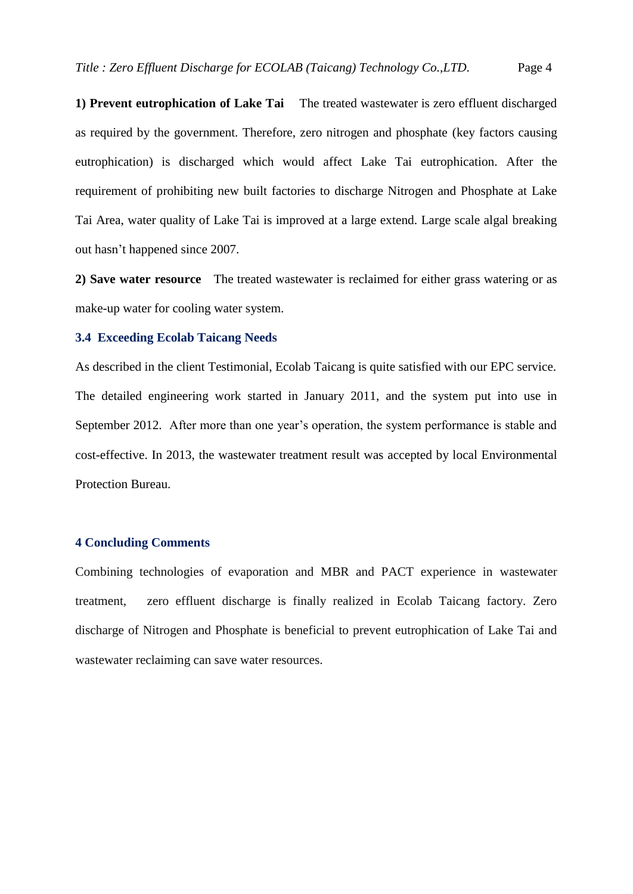**1) Prevent eutrophication of Lake Tai** The treated wastewater is zero effluent discharged as required by the government. Therefore, zero nitrogen and phosphate (key factors causing eutrophication) is discharged which would affect Lake Tai eutrophication. After the requirement of prohibiting new built factories to discharge Nitrogen and Phosphate at Lake Tai Area, water quality of Lake Tai is improved at a large extend. Large scale algal breaking out hasn't happened since 2007.

**2) Save water resource** The treated wastewater is reclaimed for either grass watering or as make-up water for cooling water system.

### 3.4 Exceeding Ecolab Taicang Needs

As described in the client Testimonial, Ecolab Taicang is quite satisfied with our EPC service. The detailed engineering work started in January 2011, and the system put into use in September 2012. After more than one year's operation, the system performance is stable and cost-effective. In 2013, the wastewater treatment result was accepted by local Environmental Protection Bureau.

## 4 Concluding Comments

Combining technologies of evaporation and MBR and PACT experience in wastewater treatment, zero effluent discharge is finally realized in Ecolab Taicang factory. Zero discharge of Nitrogen and Phosphate is beneficial to prevent eutrophication of Lake Tai and wastewater reclaiming can save water resources.